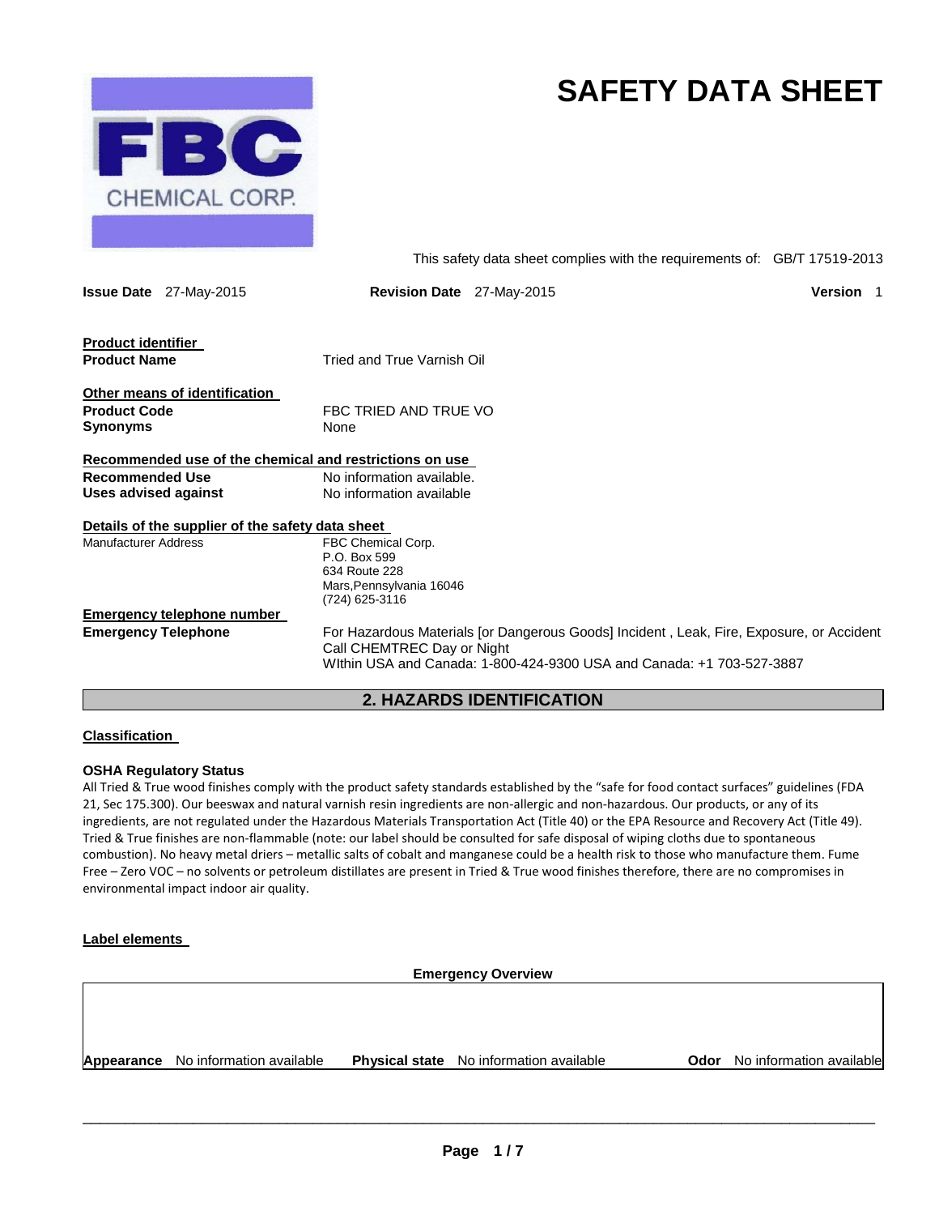FBC CHEMICAL CORP.

# SAFETY DATA SHEET

This safety data sheet complies with the requirements of: GB/T 17519-2013

**Issue Date** 27-May-2015 **Revision Date** 27-May-2015 **Version** 1

**Product identifier**

**Product Name** Tried and True Varnish Oil

**Other means of identification**

**Product Code** FBC TRIED AND TRUE VO

**Synonyms** None

**Recommended use of the chemical and restrictions on use**

**Recommended Use** No information available.

**Uses advised against** No information available

**Details of the supplier of the safety data sheet**

Manufacturer Address
FBC Chemical Corp.
P.O. Box 599
634 Route 228
Mars,Pennsylvania 16046
(724) 625-3116

**Emergency telephone number**

**Emergency Telephone** For Hazardous Materials [or Dangerous Goods] Incident , Leak, Fire, Exposure, or Accident Call CHEMTREC Day or Night
WIthin USA and Canada: 1-800-424-9300 USA and Canada: +1 703-527-3887

## 2. HAZARDS IDENTIFICATION

**Classification**

**OSHA Regulatory Status**

All Tried & True wood finishes comply with the product safety standards established by the “safe for food contact surfaces” guidelines (FDA 21, Sec 175.300). Our beeswax and natural varnish resin ingredients are non-allergic and non-hazardous. Our products, or any of its ingredients, are not regulated under the Hazardous Materials Transportation Act (Title 40) or the EPA Resource and Recovery Act (Title 49). Tried & True finishes are non-flammable (note: our label should be consulted for safe disposal of wiping cloths due to spontaneous combustion). No heavy metal driers – metallic salts of cobalt and manganese could be a health risk to those who manufacture them. Fume Free – Zero VOC – no solvents or petroleum distillates are present in Tried & True wood finishes therefore, there are no compromises in environmental impact indoor air quality.

**Label elements**

**Emergency Overview**

**Appearance** No information available **Physical state** No information available **Odor** No information available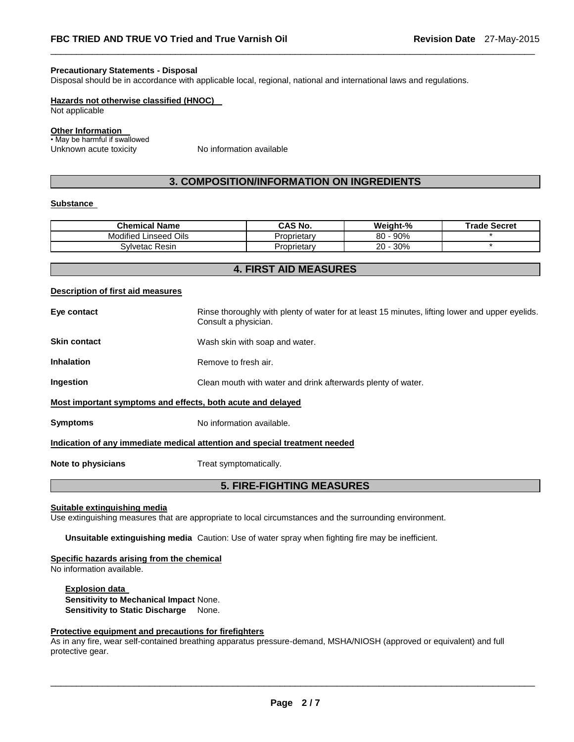**Precautionary Statements - Disposal**
Disposal should be in accordance with applicable local, regional, national and international laws and regulations.

**Hazards not otherwise classified (HNOC)**
Not applicable

**Other Information**
• May be harmful if swallowed
Unknown acute toxicity No information available

## 3. COMPOSITION/INFORMATION ON INGREDIENTS

**Substance**

| Chemical Name | CAS No. | Weight-% | Trade Secret |
|---|---|---|---|
| Modified Linseed Oils | Proprietary | 80 - 90% | * |
| Sylvetac Resin | Proprietary | 20 - 30% | * |

## 4. FIRST AID MEASURES

**Description of first aid measures**

**Eye contact** Rinse thoroughly with plenty of water for at least 15 minutes, lifting lower and upper eyelids. Consult a physician.

**Skin contact** Wash skin with soap and water.

**Inhalation** Remove to fresh air.

**Ingestion** Clean mouth with water and drink afterwards plenty of water.

**Most important symptoms and effects, both acute and delayed**

**Symptoms** No information available.

**Indication of any immediate medical attention and special treatment needed**

**Note to physicians** Treat symptomatically.

## 5. FIRE-FIGHTING MEASURES

**Suitable extinguishing media**
Use extinguishing measures that are appropriate to local circumstances and the surrounding environment.

**Unsuitable extinguishing media** Caution: Use of water spray when fighting fire may be inefficient.

**Specific hazards arising from the chemical**
No information available.

**Explosion data**
**Sensitivity to Mechanical Impact** None.
**Sensitivity to Static Discharge** None.

**Protective equipment and precautions for firefighters**
As in any fire, wear self-contained breathing apparatus pressure-demand, MSHA/NIOSH (approved or equivalent) and full protective gear.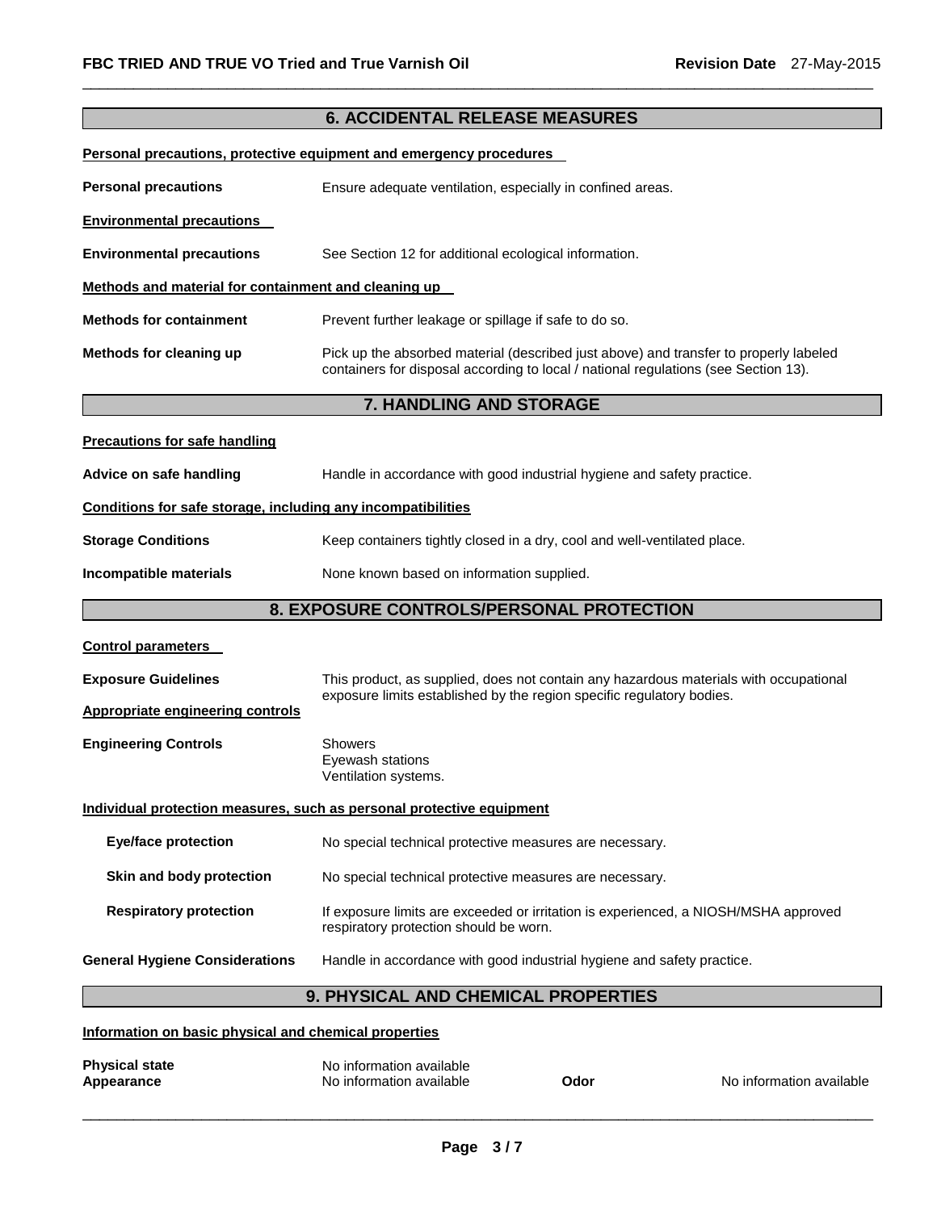## 6. ACCIDENTAL RELEASE MEASURES

**Personal precautions, protective equipment and emergency procedures**

**Personal precautions** Ensure adequate ventilation, especially in confined areas.

**Environmental precautions**

**Environmental precautions** See Section 12 for additional ecological information.

**Methods and material for containment and cleaning up**

**Methods for containment** Prevent further leakage or spillage if safe to do so.

**Methods for cleaning up** Pick up the absorbed material (described just above) and transfer to properly labeled containers for disposal according to local / national regulations (see Section 13).

## 7. HANDLING AND STORAGE

**Precautions for safe handling**

**Advice on safe handling** Handle in accordance with good industrial hygiene and safety practice.

**Conditions for safe storage, including any incompatibilities**

**Storage Conditions** Keep containers tightly closed in a dry, cool and well-ventilated place.

**Incompatible materials** None known based on information supplied.

## 8. EXPOSURE CONTROLS/PERSONAL PROTECTION

**Control parameters**

**Exposure Guidelines** This product, as supplied, does not contain any hazardous materials with occupational exposure limits established by the region specific regulatory bodies.

**Appropriate engineering controls**

**Engineering Controls** Showers
Eyewash stations
Ventilation systems.

**Individual protection measures, such as personal protective equipment**

**Eye/face protection** No special technical protective measures are necessary.

**Skin and body protection** No special technical protective measures are necessary.

**Respiratory protection** If exposure limits are exceeded or irritation is experienced, a NIOSH/MSHA approved respiratory protection should be worn.

**General Hygiene Considerations** Handle in accordance with good industrial hygiene and safety practice.

## 9. PHYSICAL AND CHEMICAL PROPERTIES

**Information on basic physical and chemical properties**

**Physical state** No information available
**Appearance** No information available **Odor** No information available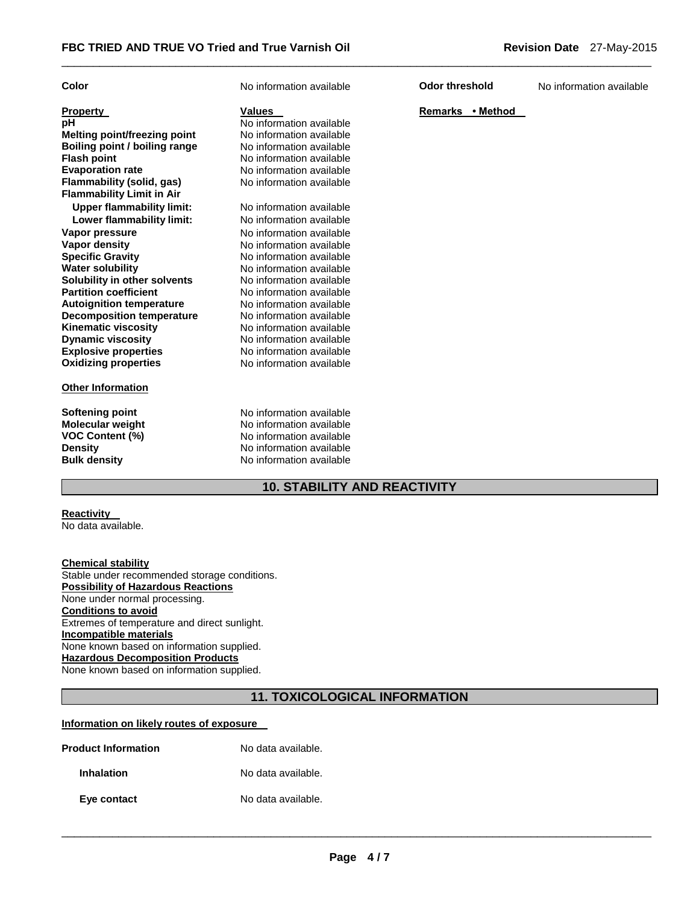| Color | No information available | Odor threshold | No information available |
|---|---|---|---|

| Property | Values | Remarks • Method |
|---|---|---|
| pH | No information available | |
| Melting point/freezing point | No information available | |
| Boiling point / boiling range | No information available | |
| Flash point | No information available | |
| Evaporation rate | No information available | |
| Flammability (solid, gas) | No information available | |
| Flammability Limit in Air | | |
| Upper flammability limit: | No information available | |
| Lower flammability limit: | No information available | |
| Vapor pressure | No information available | |
| Vapor density | No information available | |
| Specific Gravity | No information available | |
| Water solubility | No information available | |
| Solubility in other solvents | No information available | |
| Partition coefficient | No information available | |
| Autoignition temperature | No information available | |
| Decomposition temperature | No information available | |
| Kinematic viscosity | No information available | |
| Dynamic viscosity | No information available | |
| Explosive properties | No information available | |
| Oxidizing properties | No information available | |

**Other Information**

| | |
|---|---|
| Softening point | No information available |
| Molecular weight | No information available |
| VOC Content (%) | No information available |
| Density | No information available |
| Bulk density | No information available |

## 10. STABILITY AND REACTIVITY

**Reactivity**
No data available.

**Chemical stability**
Stable under recommended storage conditions.

**Possibility of Hazardous Reactions**
None under normal processing.

**Conditions to avoid**
Extremes of temperature and direct sunlight.

**Incompatible materials**
None known based on information supplied.

**Hazardous Decomposition Products**
None known based on information supplied.

## 11. TOXICOLOGICAL INFORMATION

**Information on likely routes of exposure**

| | |
|---|---|
| Product Information | No data available. |
| Inhalation | No data available. |
| Eye contact | No data available. |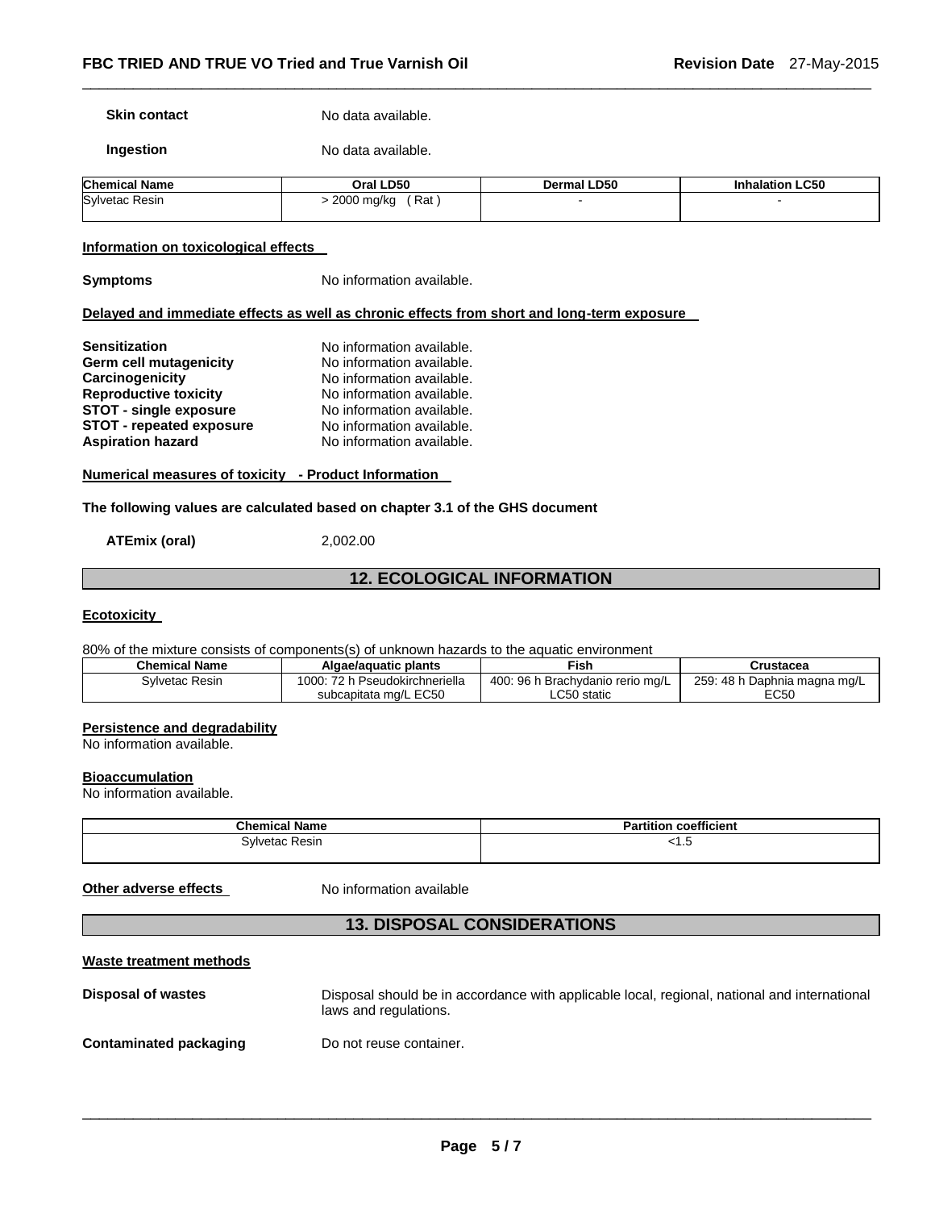**Skin contact** No data available.

**Ingestion** No data available.

| Chemical Name | Oral LD50 | Dermal LD50 | Inhalation LC50 |
|---|---|---|---|
| Sylvetac Resin | > 2000 mg/kg ( Rat ) | - | - |

**Information on toxicological effects**

**Symptoms** No information available.

**Delayed and immediate effects as well as chronic effects from short and long-term exposure**

**Sensitization** No information available.
**Germ cell mutagenicity** No information available.
**Carcinogenicity** No information available.
**Reproductive toxicity** No information available.
**STOT - single exposure** No information available.
**STOT - repeated exposure** No information available.
**Aspiration hazard** No information available.

**Numerical measures of toxicity - Product Information**

**The following values are calculated based on chapter 3.1 of the GHS document**

**ATEmix (oral)** 2,002.00

## 12. ECOLOGICAL INFORMATION

**Ecotoxicity**

80% of the mixture consists of components(s) of unknown hazards to the aquatic environment

| Chemical Name | Algae/aquatic plants | Fish | Crustacea |
|---|---|---|---|
| Sylvetac Resin | 1000: 72 h Pseudokirchneriella subcapitata mg/L EC50 | 400: 96 h Brachydanio rerio mg/L LC50 static | 259: 48 h Daphnia magna mg/L EC50 |

**Persistence and degradability**
No information available.

**Bioaccumulation**
No information available.

| Chemical Name | Partition coefficient |
|---|---|
| Sylvetac Resin | <1.5 |

**Other adverse effects** No information available

## 13. DISPOSAL CONSIDERATIONS

**Waste treatment methods**

**Disposal of wastes** Disposal should be in accordance with applicable local, regional, national and international laws and regulations.

**Contaminated packaging** Do not reuse container.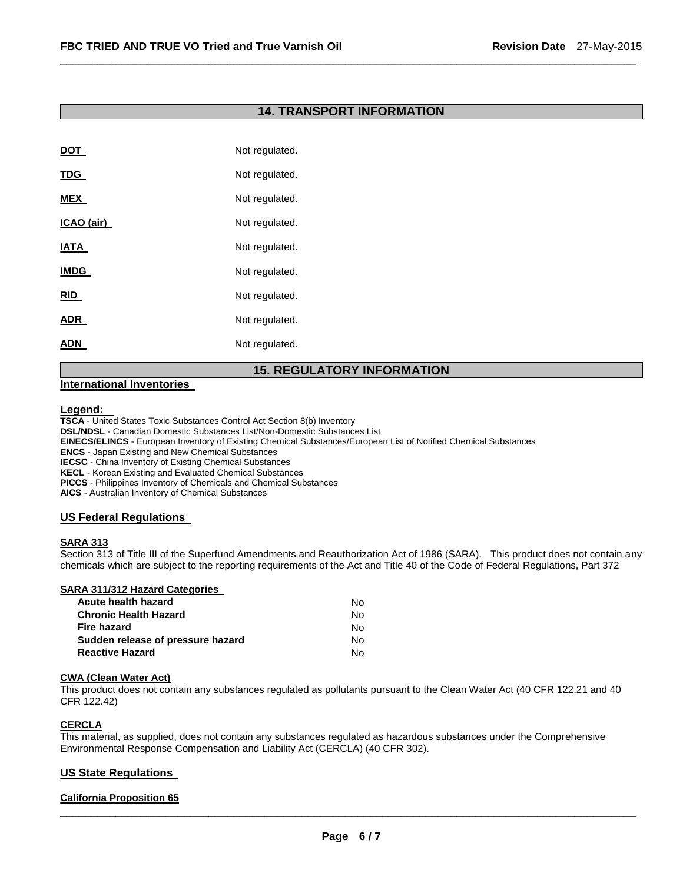## 14. TRANSPORT INFORMATION

| | |
|---|---|
| **DOT** | Not regulated. |
| **TDG** | Not regulated. |
| **MEX** | Not regulated. |
| **ICAO (air)** | Not regulated. |
| **IATA** | Not regulated. |
| **IMDG** | Not regulated. |
| **RID** | Not regulated. |
| **ADR** | Not regulated. |
| **ADN** | Not regulated. |

## 15. REGULATORY INFORMATION

### International Inventories

**Legend:**

**TSCA** - United States Toxic Substances Control Act Section 8(b) Inventory
**DSL/NDSL** - Canadian Domestic Substances List/Non-Domestic Substances List
**EINECS/ELINCS** - European Inventory of Existing Chemical Substances/European List of Notified Chemical Substances
**ENCS** - Japan Existing and New Chemical Substances
**IECSC** - China Inventory of Existing Chemical Substances
**KECL** - Korean Existing and Evaluated Chemical Substances
**PICCS** - Philippines Inventory of Chemicals and Chemical Substances
**AICS** - Australian Inventory of Chemical Substances

### US Federal Regulations

**SARA 313**

Section 313 of Title III of the Superfund Amendments and Reauthorization Act of 1986 (SARA). This product does not contain any chemicals which are subject to the reporting requirements of the Act and Title 40 of the Code of Federal Regulations, Part 372

**SARA 311/312 Hazard Categories**

| | |
|---|---|
| **Acute health hazard** | No |
| **Chronic Health Hazard** | No |
| **Fire hazard** | No |
| **Sudden release of pressure hazard** | No |
| **Reactive Hazard** | No |

**CWA (Clean Water Act)**

This product does not contain any substances regulated as pollutants pursuant to the Clean Water Act (40 CFR 122.21 and 40 CFR 122.42)

**CERCLA**

This material, as supplied, does not contain any substances regulated as hazardous substances under the Comprehensive Environmental Response Compensation and Liability Act (CERCLA) (40 CFR 302).

### US State Regulations

**California Proposition 65**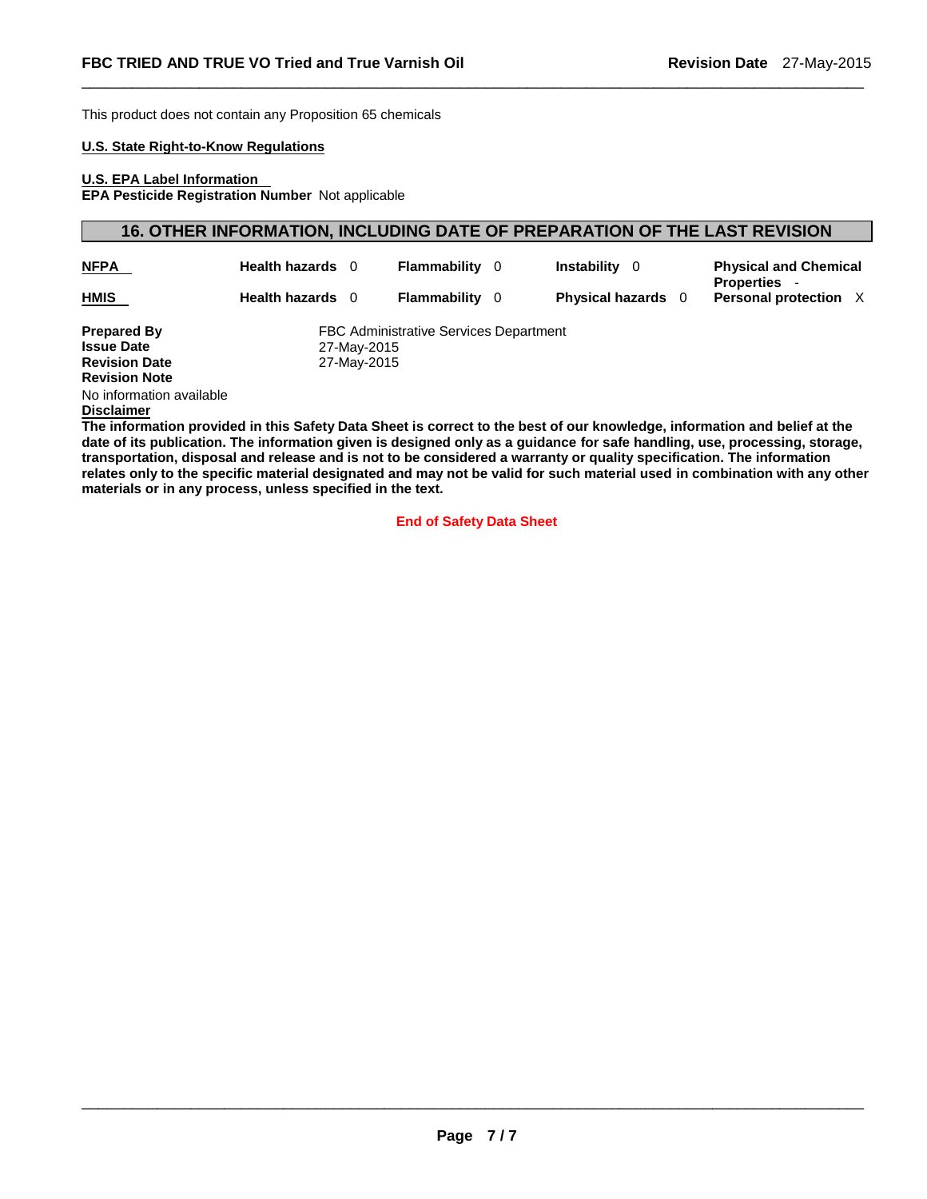This product does not contain any Proposition 65 chemicals

**U.S. State Right-to-Know Regulations**

**U.S. EPA Label Information**

**EPA Pesticide Registration Number** Not applicable

## 16. OTHER INFORMATION, INCLUDING DATE OF PREPARATION OF THE LAST REVISION

| | | | | |
|---|---|---|---|---|
| **NFPA** | **Health hazards** 0 | **Flammability** 0 | **Instability** 0 | **Physical and Chemical Properties** - |
| **HMIS** | **Health hazards** 0 | **Flammability** 0 | **Physical hazards** 0 | **Personal protection** X |

| | |
|---|---|
| **Prepared By** | FBC Administrative Services Department |
| **Issue Date** | 27-May-2015 |
| **Revision Date** | 27-May-2015 |
| **Revision Note** | |

No information available

**Disclaimer**

**The information provided in this Safety Data Sheet is correct to the best of our knowledge, information and belief at the date of its publication. The information given is designed only as a guidance for safe handling, use, processing, storage, transportation, disposal and release and is not to be considered a warranty or quality specification. The information relates only to the specific material designated and may not be valid for such material used in combination with any other materials or in any process, unless specified in the text.**

**End of Safety Data Sheet**